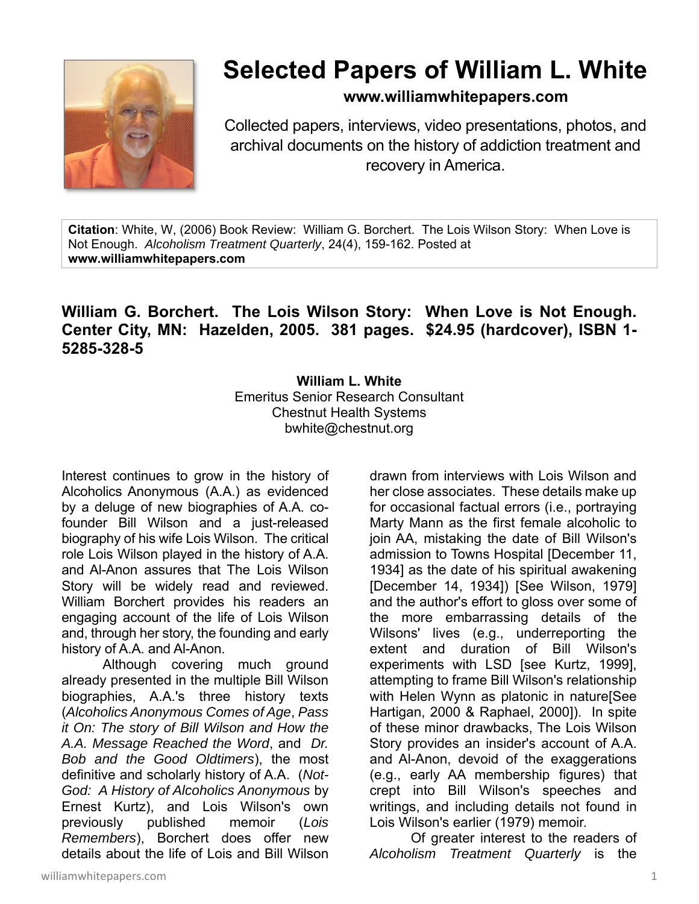# Selected Papers of William L. White

**www.williamwhitepapers.com**

Collected papers, interviews, video presentations, photos, and archival documents on the history of addiction treatment and recovery in America.

**Citation**: White, W, (2006) Book Review: William G. Borchert. The Lois Wilson Story: When Love is Not Enough. *Alcoholism Treatment Quarterly*, 24(4), 159-162. Posted at **www.williamwhitepapers.com**

## William G. Borchert. The Lois Wilson Story: When Love is Not Enough. Center City, MN: Hazelden, 2005. 381 pages. $24.95 (hardcover), ISBN 1-5285-328-5

**William L. White**
Emeritus Senior Research Consultant
Chestnut Health Systems
bwhite@chestnut.org

Interest continues to grow in the history of Alcoholics Anonymous (A.A.) as evidenced by a deluge of new biographies of A.A. co-founder Bill Wilson and a just-released biography of his wife Lois Wilson. The critical role Lois Wilson played in the history of A.A. and Al-Anon assures that The Lois Wilson Story will be widely read and reviewed. William Borchert provides his readers an engaging account of the life of Lois Wilson and, through her story, the founding and early history of A.A. and Al-Anon.

Although covering much ground already presented in the multiple Bill Wilson biographies, A.A.'s three history texts (*Alcoholics Anonymous Comes of Age*, *Pass it On: The story of Bill Wilson and How the A.A. Message Reached the Word*, and *Dr. Bob and the Good Oldtimers*), the most definitive and scholarly history of A.A. (*Not-God: A History of Alcoholics Anonymous* by Ernest Kurtz), and Lois Wilson's own previously published memoir (*Lois Remembers*), Borchert does offer new details about the life of Lois and Bill Wilson drawn from interviews with Lois Wilson and her close associates. These details make up for occasional factual errors (i.e., portraying Marty Mann as the first female alcoholic to join AA, mistaking the date of Bill Wilson's admission to Towns Hospital [December 11, 1934] as the date of his spiritual awakening [December 14, 1934]) [See Wilson, 1979] and the author's effort to gloss over some of the more embarrassing details of the Wilsons' lives (e.g., underreporting the extent and duration of Bill Wilson's experiments with LSD [see Kurtz, 1999], attempting to frame Bill Wilson's relationship with Helen Wynn as platonic in nature[See Hartigan, 2000 & Raphael, 2000]). In spite of these minor drawbacks, The Lois Wilson Story provides an insider's account of A.A. and Al-Anon, devoid of the exaggerations (e.g., early AA membership figures) that crept into Bill Wilson's speeches and writings, and including details not found in Lois Wilson's earlier (1979) memoir.

Of greater interest to the readers of *Alcoholism Treatment Quarterly* is the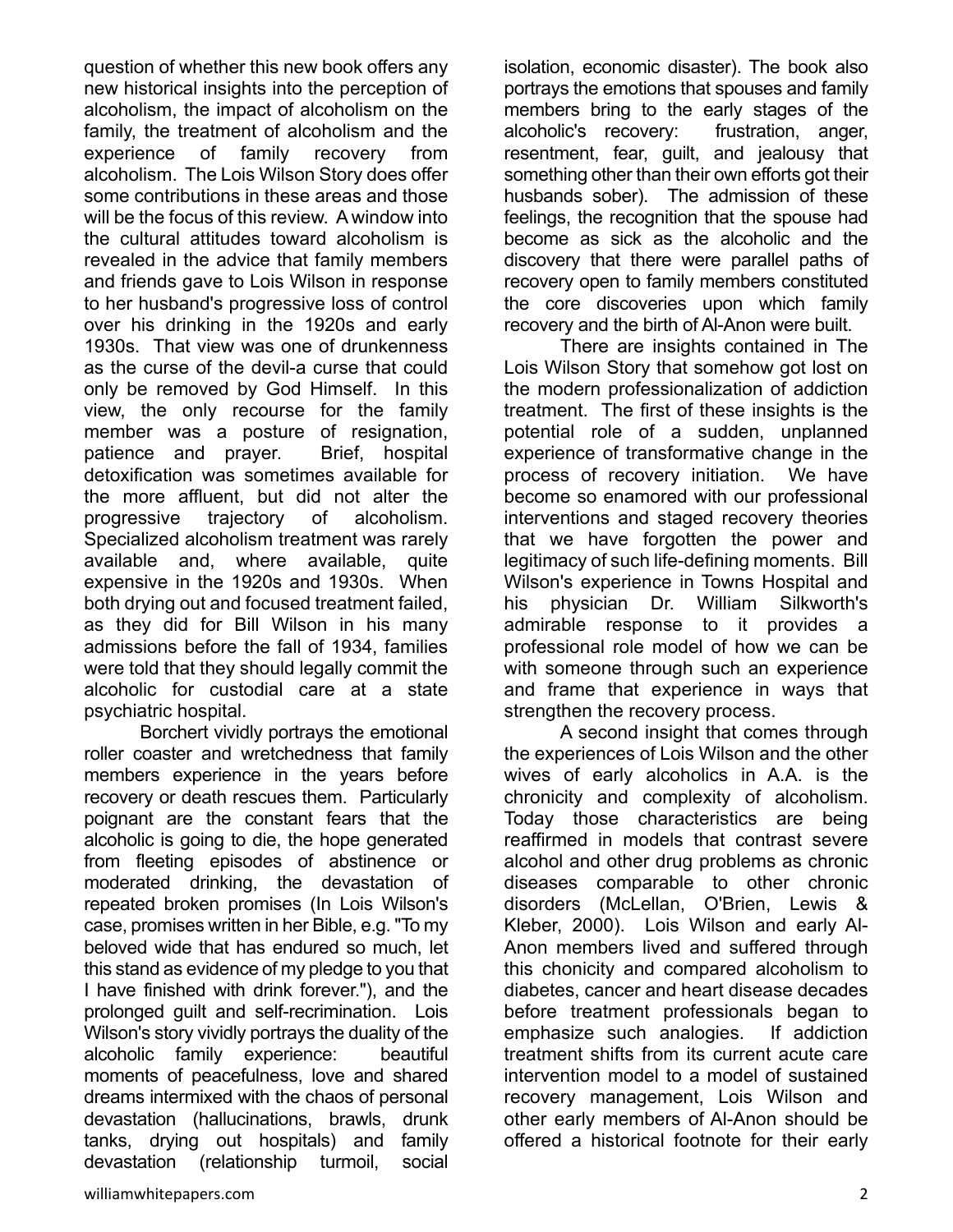question of whether this new book offers any new historical insights into the perception of alcoholism, the impact of alcoholism on the family, the treatment of alcoholism and the experience of family recovery from alcoholism. The Lois Wilson Story does offer some contributions in these areas and those will be the focus of this review. A window into the cultural attitudes toward alcoholism is revealed in the advice that family members and friends gave to Lois Wilson in response to her husband's progressive loss of control over his drinking in the 1920s and early 1930s. That view was one of drunkenness as the curse of the devil-a curse that could only be removed by God Himself. In this view, the only recourse for the family member was a posture of resignation, patience and prayer. Brief, hospital detoxification was sometimes available for the more affluent, but did not alter the progressive trajectory of alcoholism. Specialized alcoholism treatment was rarely available and, where available, quite expensive in the 1920s and 1930s. When both drying out and focused treatment failed, as they did for Bill Wilson in his many admissions before the fall of 1934, families were told that they should legally commit the alcoholic for custodial care at a state psychiatric hospital.

Borchert vividly portrays the emotional roller coaster and wretchedness that family members experience in the years before recovery or death rescues them. Particularly poignant are the constant fears that the alcoholic is going to die, the hope generated from fleeting episodes of abstinence or moderated drinking, the devastation of repeated broken promises (In Lois Wilson's case, promises written in her Bible, e.g. "To my beloved wide that has endured so much, let this stand as evidence of my pledge to you that I have finished with drink forever."), and the prolonged guilt and self-recrimination. Lois Wilson's story vividly portrays the duality of the alcoholic family experience: beautiful moments of peacefulness, love and shared dreams intermixed with the chaos of personal devastation (hallucinations, brawls, drunk tanks, drying out hospitals) and family devastation (relationship turmoil, social isolation, economic disaster). The book also portrays the emotions that spouses and family members bring to the early stages of the alcoholic's recovery: frustration, anger, resentment, fear, guilt, and jealousy that something other than their own efforts got their husbands sober). The admission of these feelings, the recognition that the spouse had become as sick as the alcoholic and the discovery that there were parallel paths of recovery open to family members constituted the core discoveries upon which family recovery and the birth of Al-Anon were built.

There are insights contained in The Lois Wilson Story that somehow got lost on the modern professionalization of addiction treatment. The first of these insights is the potential role of a sudden, unplanned experience of transformative change in the process of recovery initiation. We have become so enamored with our professional interventions and staged recovery theories that we have forgotten the power and legitimacy of such life-defining moments. Bill Wilson's experience in Towns Hospital and his physician Dr. William Silkworth's admirable response to it provides a professional role model of how we can be with someone through such an experience and frame that experience in ways that strengthen the recovery process.

A second insight that comes through the experiences of Lois Wilson and the other wives of early alcoholics in A.A. is the chronicity and complexity of alcoholism. Today those characteristics are being reaffirmed in models that contrast severe alcohol and other drug problems as chronic diseases comparable to other chronic disorders (McLellan, O'Brien, Lewis & Kleber, 2000). Lois Wilson and early Al-Anon members lived and suffered through this chonicity and compared alcoholism to diabetes, cancer and heart disease decades before treatment professionals began to emphasize such analogies. If addiction treatment shifts from its current acute care intervention model to a model of sustained recovery management, Lois Wilson and other early members of Al-Anon should be offered a historical footnote for their early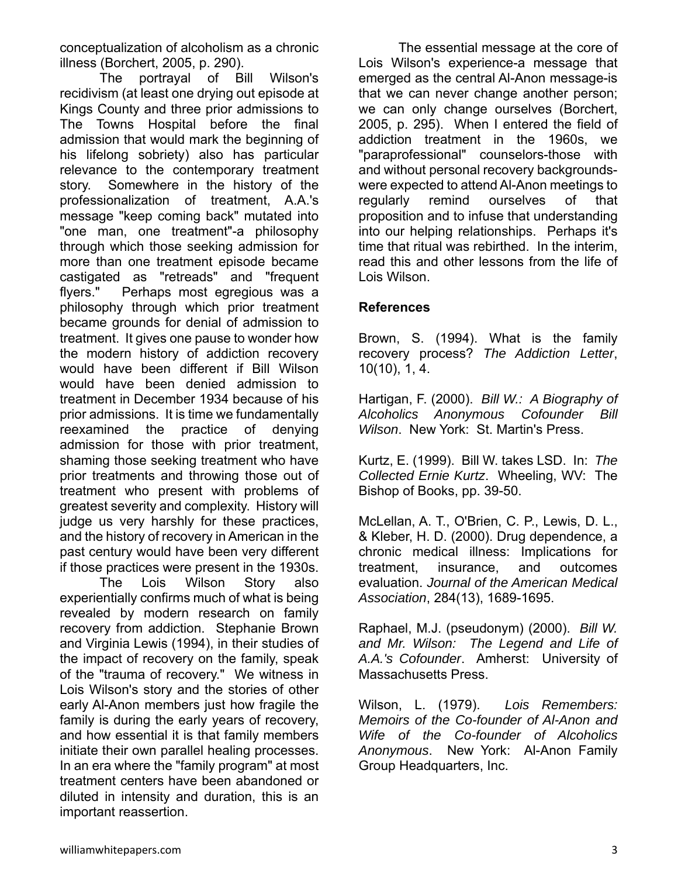conceptualization of alcoholism as a chronic illness (Borchert, 2005, p. 290).

The portrayal of Bill Wilson's recidivism (at least one drying out episode at Kings County and three prior admissions to The Towns Hospital before the final admission that would mark the beginning of his lifelong sobriety) also has particular relevance to the contemporary treatment story. Somewhere in the history of the professionalization of treatment, A.A.'s message "keep coming back" mutated into "one man, one treatment"-a philosophy through which those seeking admission for more than one treatment episode became castigated as "retreads" and "frequent flyers." Perhaps most egregious was a philosophy through which prior treatment became grounds for denial of admission to treatment. It gives one pause to wonder how the modern history of addiction recovery would have been different if Bill Wilson would have been denied admission to treatment in December 1934 because of his prior admissions. It is time we fundamentally reexamined the practice of denying admission for those with prior treatment, shaming those seeking treatment who have prior treatments and throwing those out of treatment who present with problems of greatest severity and complexity. History will judge us very harshly for these practices, and the history of recovery in American in the past century would have been very different if those practices were present in the 1930s.

The Lois Wilson Story also experientially confirms much of what is being revealed by modern research on family recovery from addiction. Stephanie Brown and Virginia Lewis (1994), in their studies of the impact of recovery on the family, speak of the "trauma of recovery." We witness in Lois Wilson's story and the stories of other early Al-Anon members just how fragile the family is during the early years of recovery, and how essential it is that family members initiate their own parallel healing processes. In an era where the "family program" at most treatment centers have been abandoned or diluted in intensity and duration, this is an important reassertion.

The essential message at the core of Lois Wilson's experience-a message that emerged as the central Al-Anon message-is that we can never change another person; we can only change ourselves (Borchert, 2005, p. 295). When I entered the field of addiction treatment in the 1960s, we "paraprofessional" counselors-those with and without personal recovery backgrounds-were expected to attend Al-Anon meetings to regularly remind ourselves of that proposition and to infuse that understanding into our helping relationships. Perhaps it's time that ritual was rebirthed. In the interim, read this and other lessons from the life of Lois Wilson.

**References**

Brown, S. (1994). What is the family recovery process? *The Addiction Letter*, 10(10), 1, 4.

Hartigan, F. (2000). *Bill W.: A Biography of Alcoholics Anonymous Cofounder Bill Wilson*. New York: St. Martin's Press.

Kurtz, E. (1999). Bill W. takes LSD. In: *The Collected Ernie Kurtz*. Wheeling, WV: The Bishop of Books, pp. 39-50.

McLellan, A. T., O'Brien, C. P., Lewis, D. L., & Kleber, H. D. (2000). Drug dependence, a chronic medical illness: Implications for treatment, insurance, and outcomes evaluation. *Journal of the American Medical Association*, 284(13), 1689-1695.

Raphael, M.J. (pseudonym) (2000). *Bill W. and Mr. Wilson: The Legend and Life of A.A.'s Cofounder*. Amherst: University of Massachusetts Press.

Wilson, L. (1979). *Lois Remembers: Memoirs of the Co-founder of Al-Anon and Wife of the Co-founder of Alcoholics Anonymous*. New York: Al-Anon Family Group Headquarters, Inc.